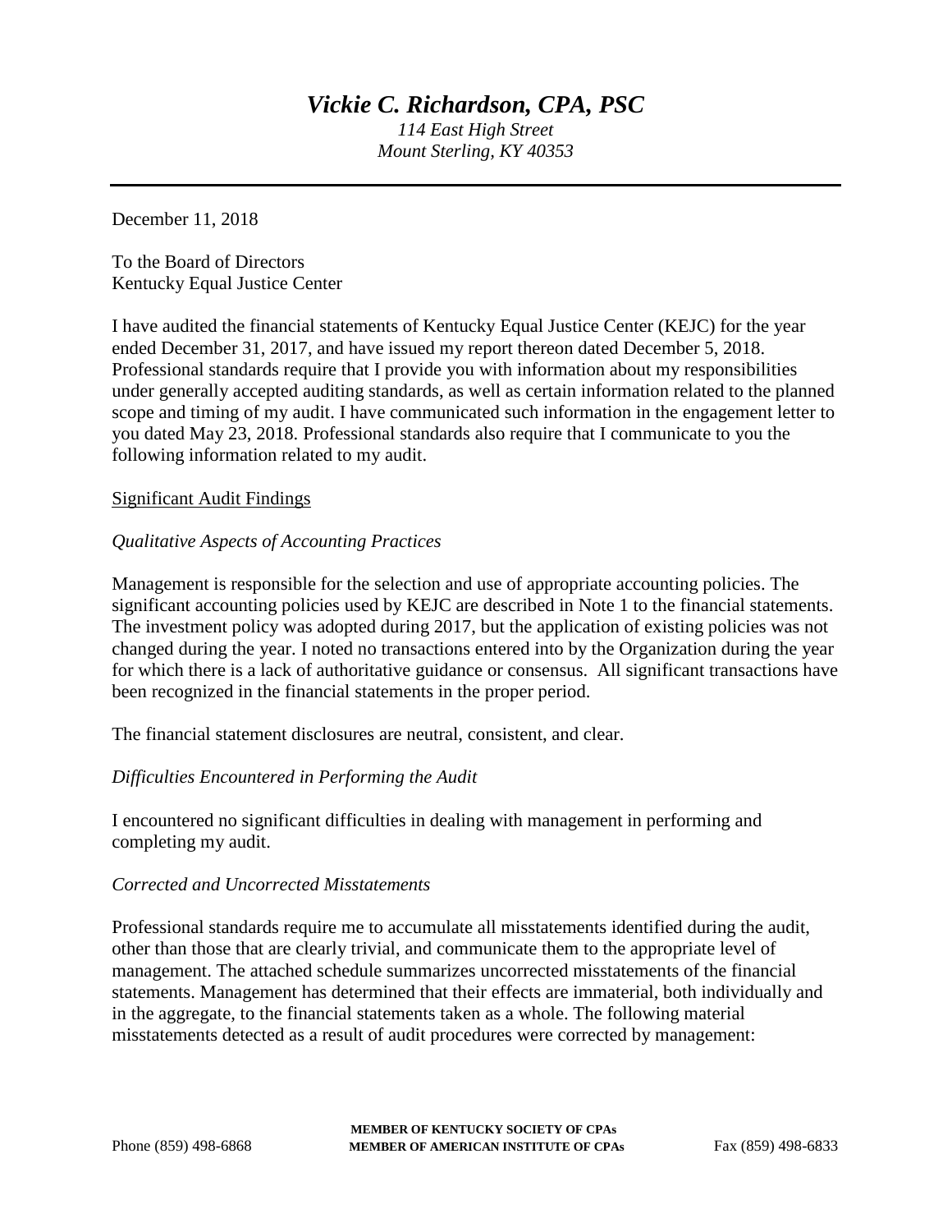# *Vickie C. Richardson, CPA, PSC*

*114 East High Street*
*Mount Sterling, KY 40353*

December 11, 2018

To the Board of Directors
Kentucky Equal Justice Center

I have audited the financial statements of Kentucky Equal Justice Center (KEJC) for the year ended December 31, 2017, and have issued my report thereon dated December 5, 2018. Professional standards require that I provide you with information about my responsibilities under generally accepted auditing standards, as well as certain information related to the planned scope and timing of my audit. I have communicated such information in the engagement letter to you dated May 23, 2018. Professional standards also require that I communicate to you the following information related to my audit.

## Significant Audit Findings

### *Qualitative Aspects of Accounting Practices*

Management is responsible for the selection and use of appropriate accounting policies. The significant accounting policies used by KEJC are described in Note 1 to the financial statements. The investment policy was adopted during 2017, but the application of existing policies was not changed during the year. I noted no transactions entered into by the Organization during the year for which there is a lack of authoritative guidance or consensus. All significant transactions have been recognized in the financial statements in the proper period.

The financial statement disclosures are neutral, consistent, and clear.

### *Difficulties Encountered in Performing the Audit*

I encountered no significant difficulties in dealing with management in performing and completing my audit.

### *Corrected and Uncorrected Misstatements*

Professional standards require me to accumulate all misstatements identified during the audit, other than those that are clearly trivial, and communicate them to the appropriate level of management. The attached schedule summarizes uncorrected misstatements of the financial statements. Management has determined that their effects are immaterial, both individually and in the aggregate, to the financial statements taken as a whole. The following material misstatements detected as a result of audit procedures were corrected by management:

Phone (859) 498-6868 | MEMBER OF KENTUCKY SOCIETY OF CPAs | MEMBER OF AMERICAN INSTITUTE OF CPAs | Fax (859) 498-6833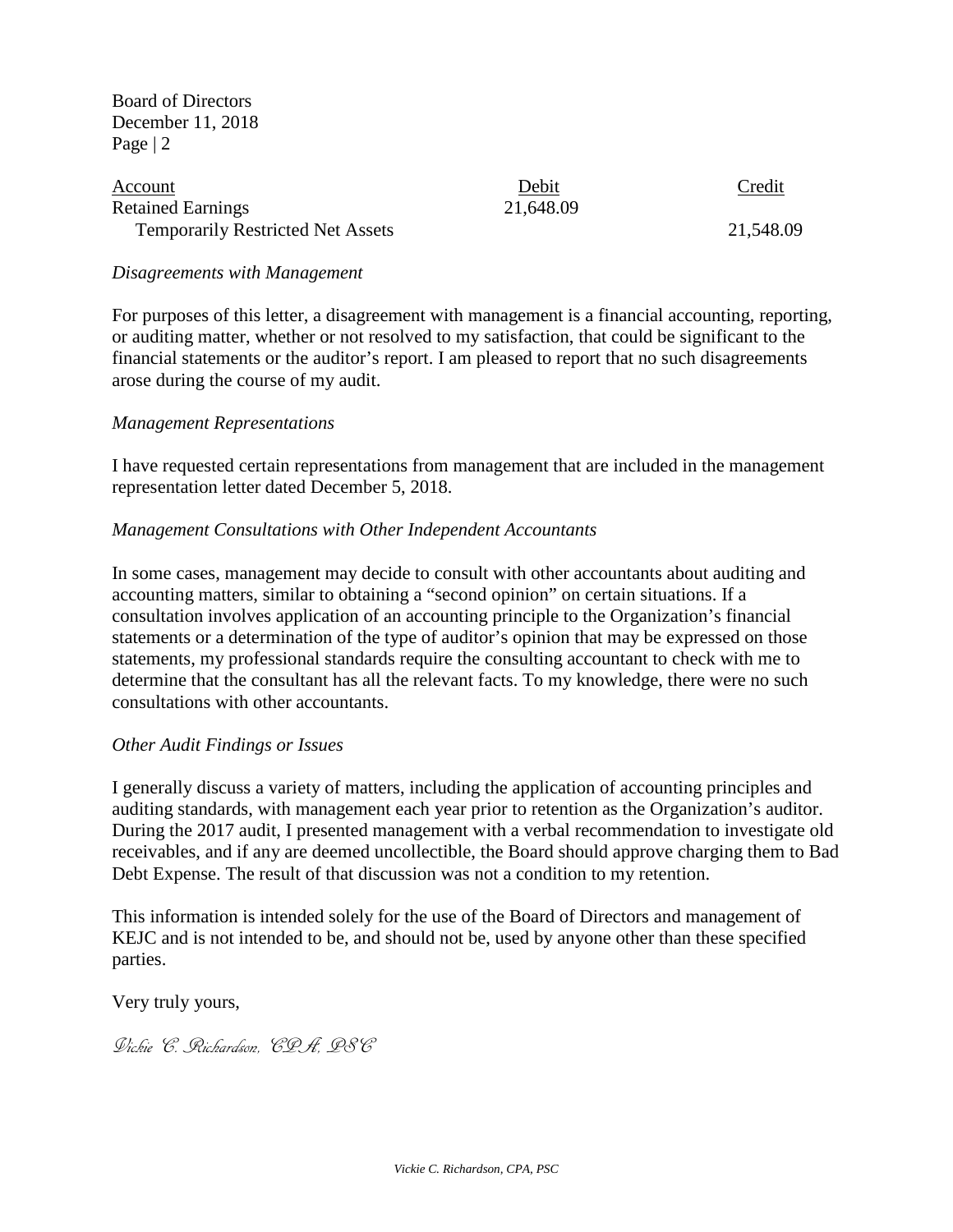Board of Directors
December 11, 2018

| Account | Debit | Credit |
| --- | --- | --- |
| Retained Earnings | 21,648.09 | |
| Temporarily Restricted Net Assets | | 21,548.09 |

*Disagreements with Management*

For purposes of this letter, a disagreement with management is a financial accounting, reporting, or auditing matter, whether or not resolved to my satisfaction, that could be significant to the financial statements or the auditor's report. I am pleased to report that no such disagreements arose during the course of my audit.

*Management Representations*

I have requested certain representations from management that are included in the management representation letter dated December 5, 2018.

*Management Consultations with Other Independent Accountants*

In some cases, management may decide to consult with other accountants about auditing and accounting matters, similar to obtaining a "second opinion" on certain situations. If a consultation involves application of an accounting principle to the Organization's financial statements or a determination of the type of auditor's opinion that may be expressed on those statements, my professional standards require the consulting accountant to check with me to determine that the consultant has all the relevant facts. To my knowledge, there were no such consultations with other accountants.

*Other Audit Findings or Issues*

I generally discuss a variety of matters, including the application of accounting principles and auditing standards, with management each year prior to retention as the Organization's auditor. During the 2017 audit, I presented management with a verbal recommendation to investigate old receivables, and if any are deemed uncollectible, the Board should approve charging them to Bad Debt Expense. The result of that discussion was not a condition to my retention.

This information is intended solely for the use of the Board of Directors and management of KEJC and is not intended to be, and should not be, used by anyone other than these specified parties.

Very truly yours,

*Vickie C. Richardson, CPA, PSC*